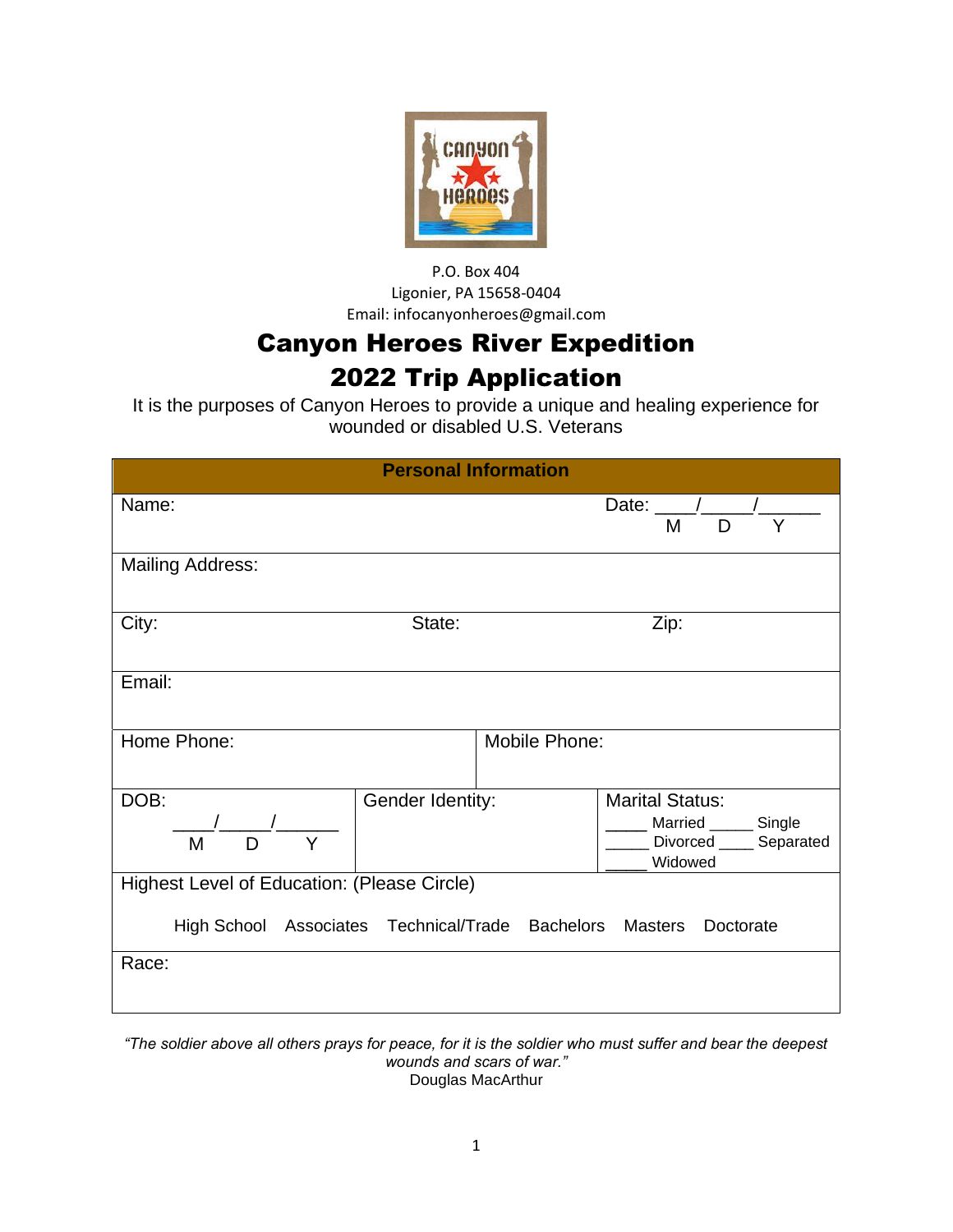P.O. Box 404
Ligonier, PA 15658-0404
Email: infocanyonheroes@gmail.com

# Canyon Heroes River Expedition
# 2022 Trip Application

It is the purposes of Canyon Heroes to provide a unique and healing experience for wounded or disabled U.S. Veterans

| **Personal Information** | | |
|---|---|---|
| Name: | | Date: \_\_\_\_/\_\_\_\_\_/\_\_\_\_\_\_ M D Y |
| Mailing Address: | | |
| City: | State: | Zip: |
| Email: | | |
| Home Phone: | Mobile Phone: | |
| DOB: \_\_\_\_/\_\_\_\_\_/\_\_\_\_\_\_ M D Y | Gender Identity: | Marital Status: \_\_\_\_\_ Married \_\_\_\_\_ Single \_\_\_\_\_ Divorced \_\_\_\_ Separated \_\_\_\_\_ Widowed |
| Highest Level of Education: (Please Circle) High School Associates Technical/Trade Bachelors Masters Doctorate | | |
| Race: | | |

*"The soldier above all others prays for peace, for it is the soldier who must suffer and bear the deepest wounds and scars of war."*
Douglas MacArthur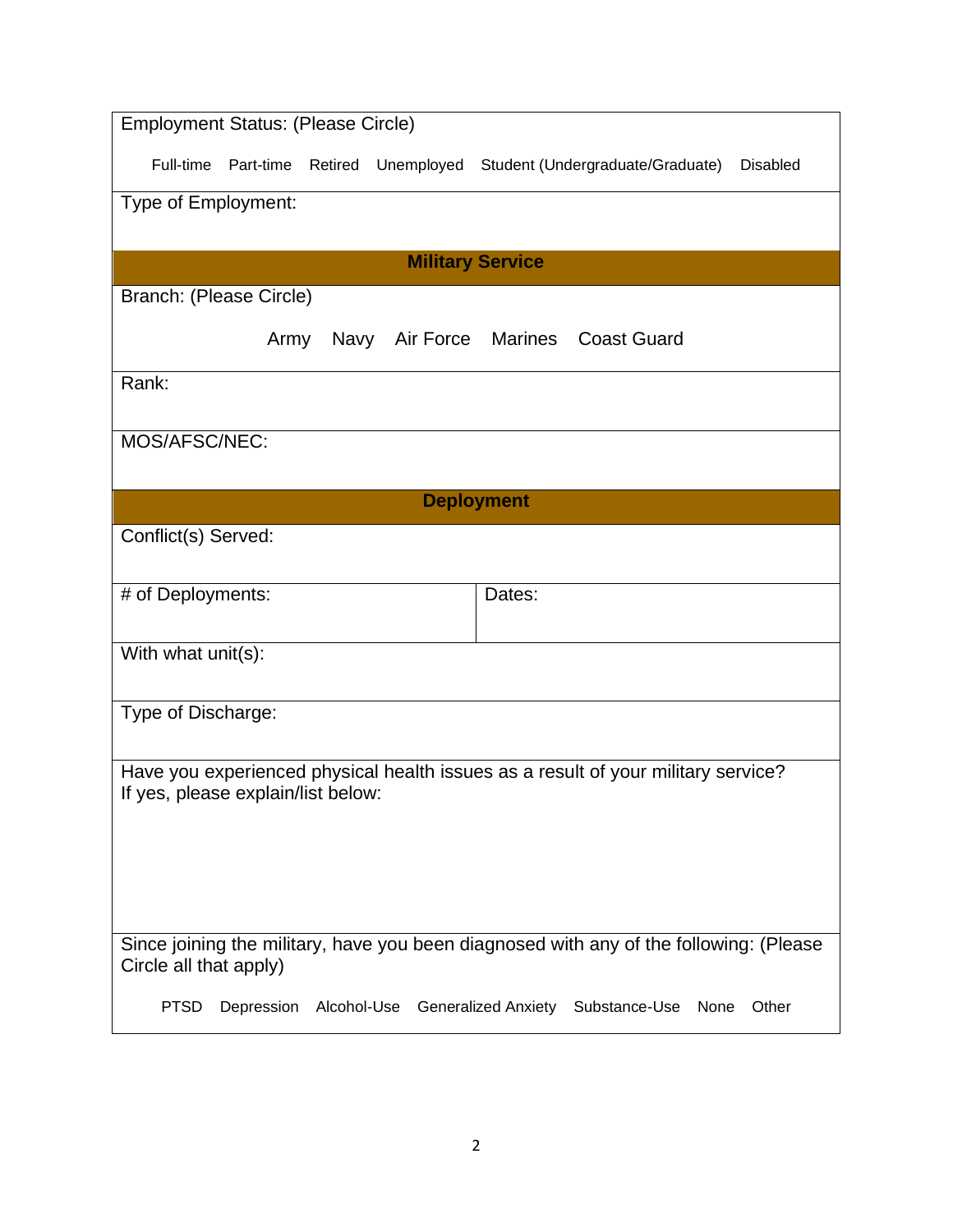Employment Status: (Please Circle)

Full-time Part-time Retired Unemployed Student (Undergraduate/Graduate) Disabled

Type of Employment:

## Military Service

Branch: (Please Circle)

Army Navy Air Force Marines Coast Guard

Rank:

MOS/AFSC/NEC:

## Deployment

Conflict(s) Served:

| # of Deployments: | Dates: |
| --- | --- |

With what unit(s):

Type of Discharge:

Have you experienced physical health issues as a result of your military service?
If yes, please explain/list below:

Since joining the military, have you been diagnosed with any of the following: (Please Circle all that apply)

PTSD Depression Alcohol-Use Generalized Anxiety Substance-Use None Other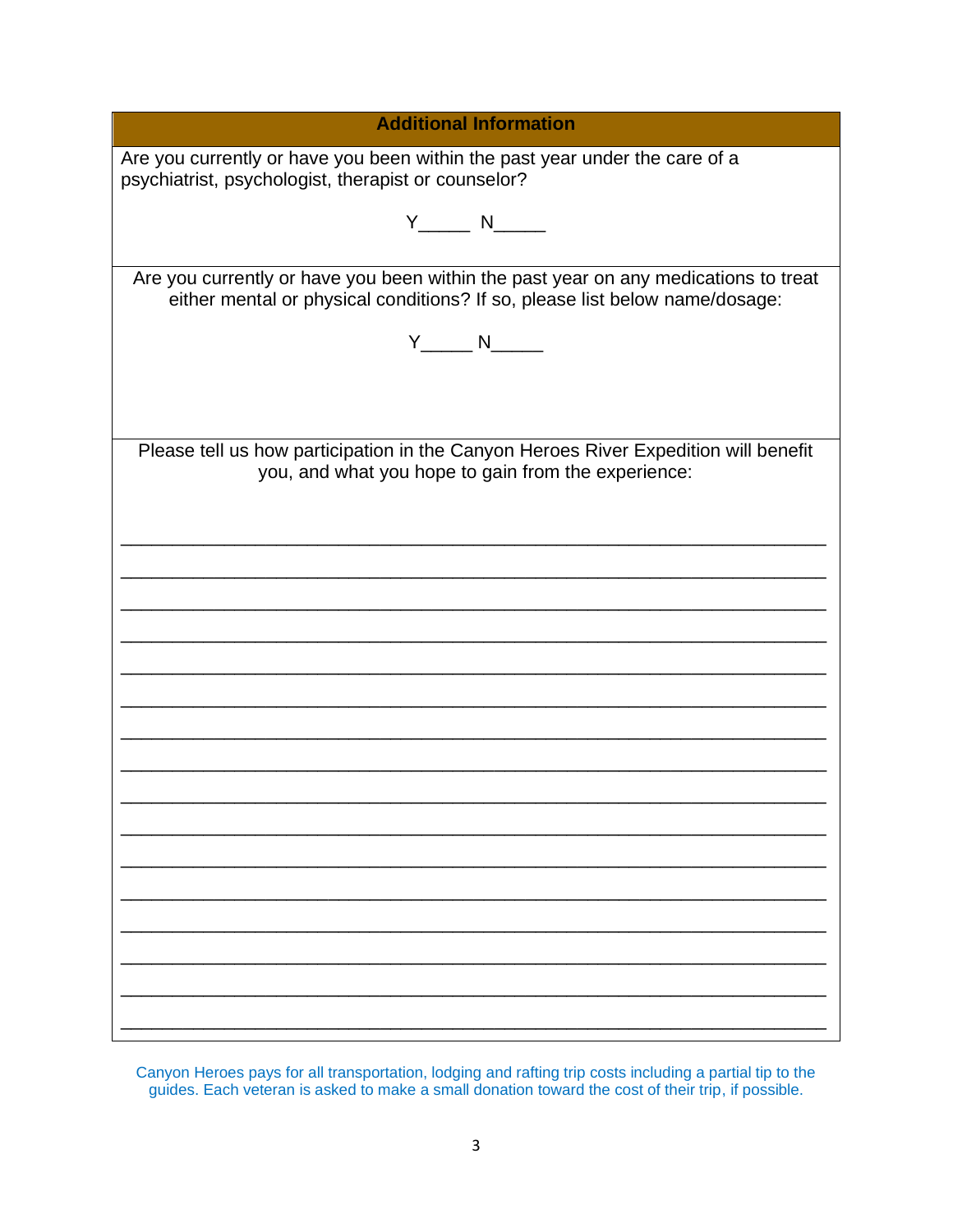## Additional Information

Are you currently or have you been within the past year under the care of a psychiatrist, psychologist, therapist or counselor?

Y_____ N_____

Are you currently or have you been within the past year on any medications to treat either mental or physical conditions? If so, please list below name/dosage:

Y_____ N_____

Please tell us how participation in the Canyon Heroes River Expedition will benefit you, and what you hope to gain from the experience:

______________________________________________________________________

______________________________________________________________________

______________________________________________________________________

______________________________________________________________________

______________________________________________________________________

______________________________________________________________________

______________________________________________________________________

______________________________________________________________________

______________________________________________________________________

______________________________________________________________________

______________________________________________________________________

______________________________________________________________________

______________________________________________________________________

______________________________________________________________________

______________________________________________________________________

______________________________________________________________________

Canyon Heroes pays for all transportation, lodging and rafting trip costs including a partial tip to the guides. Each veteran is asked to make a small donation toward the cost of their trip, if possible.